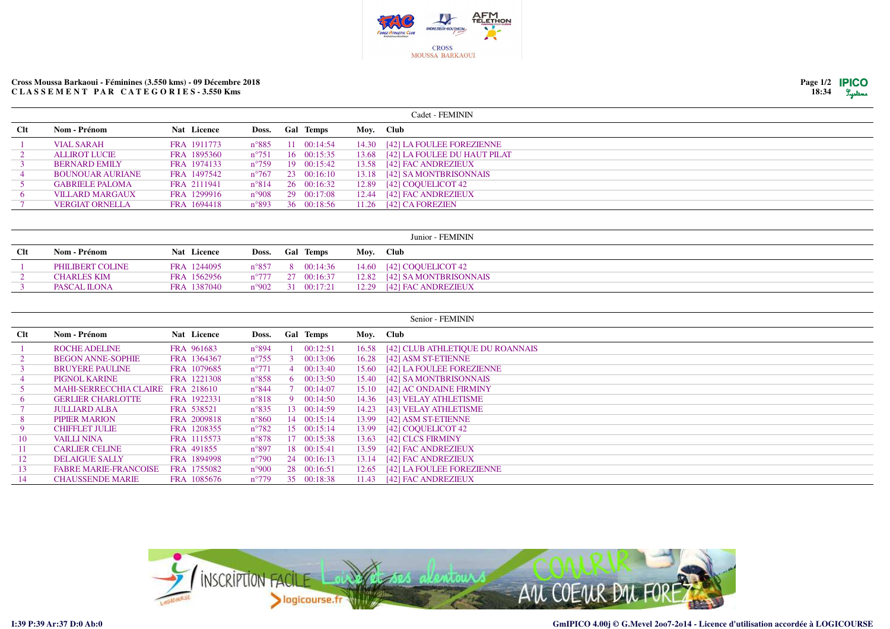CROSS
MOUSSA BARKAOUI

**Cross Moussa Barkaoui - Féminines (3.550 kms) - 09 Décembre 2018**
**C L A S S E M E N T   P A R   C A T E G O R I E S - 3.550 Kms**

Page 1/2
18:34

### Cadet - FEMININ

| Clt | Nom - Prénom | Nat | Licence | Doss. | Gal | Temps | Moy. | Club |
|---|---|---|---|---|---|---|---|---|
| 1 | VIAL SARAH | FRA | 1911773 | n°885 | 11 | 00:14:54 | 14.30 | [42] LA FOULEE FOREZIENNE |
| 2 | ALLIROT LUCIE | FRA | 1895360 | n°751 | 16 | 00:15:35 | 13.68 | [42] LA FOULEE DU HAUT PILAT |
| 3 | BERNARD EMILY | FRA | 1974133 | n°759 | 19 | 00:15:42 | 13.58 | [42] FAC ANDREZIEUX |
| 4 | BOUNOUAR AURIANE | FRA | 1497542 | n°767 | 23 | 00:16:10 | 13.18 | [42] SA MONTBRISONNAIS |
| 5 | GABRIELE PALOMA | FRA | 2111941 | n°814 | 26 | 00:16:32 | 12.89 | [42] COQUELICOT 42 |
| 6 | VILLARD MARGAUX | FRA | 1299916 | n°908 | 29 | 00:17:08 | 12.44 | [42] FAC ANDREZIEUX |
| 7 | VERGIAT ORNELLA | FRA | 1694418 | n°893 | 36 | 00:18:56 | 11.26 | [42] CA FOREZIEN |

### Junior - FEMININ

| Clt | Nom - Prénom | Nat | Licence | Doss. | Gal | Temps | Moy. | Club |
|---|---|---|---|---|---|---|---|---|
| 1 | PHILIBERT COLINE | FRA | 1244095 | n°857 | 8 | 00:14:36 | 14.60 | [42] COQUELICOT 42 |
| 2 | CHARLES KIM | FRA | 1562956 | n°777 | 27 | 00:16:37 | 12.82 | [42] SA MONTBRISONNAIS |
| 3 | PASCAL ILONA | FRA | 1387040 | n°902 | 31 | 00:17:21 | 12.29 | [42] FAC ANDREZIEUX |

### Senior - FEMININ

| Clt | Nom - Prénom | Nat | Licence | Doss. | Gal | Temps | Moy. | Club |
|---|---|---|---|---|---|---|---|---|
| 1 | ROCHE ADELINE | FRA | 961683 | n°894 | 1 | 00:12:51 | 16.58 | [42] CLUB ATHLETIQUE DU ROANNAIS |
| 2 | BEGON ANNE-SOPHIE | FRA | 1364367 | n°755 | 3 | 00:13:06 | 16.28 | [42] ASM ST-ETIENNE |
| 3 | BRUYERE PAULINE | FRA | 1079685 | n°771 | 4 | 00:13:40 | 15.60 | [42] LA FOULEE FOREZIENNE |
| 4 | PIGNOL KARINE | FRA | 1221308 | n°858 | 6 | 00:13:50 | 15.40 | [42] SA MONTBRISONNAIS |
| 5 | MAHI-SERRECCHIA CLAIRE | FRA | 218610 | n°844 | 7 | 00:14:07 | 15.10 | [42] AC ONDAINE FIRMINY |
| 6 | GERLIER CHARLOTTE | FRA | 1922331 | n°818 | 9 | 00:14:50 | 14.36 | [43] VELAY ATHLETISME |
| 7 | JULLIARD ALBA | FRA | 538521 | n°835 | 13 | 00:14:59 | 14.23 | [43] VELAY ATHLETISME |
| 8 | PIPIER MARION | FRA | 2009818 | n°860 | 14 | 00:15:14 | 13.99 | [42] ASM ST-ETIENNE |
| 9 | CHIFFLET JULIE | FRA | 1208355 | n°782 | 15 | 00:15:14 | 13.99 | [42] COQUELICOT 42 |
| 10 | VAILLI NINA | FRA | 1115573 | n°878 | 17 | 00:15:38 | 13.63 | [42] CLCS FIRMINY |
| 11 | CARLIER CELINE | FRA | 491855 | n°897 | 18 | 00:15:41 | 13.59 | [42] FAC ANDREZIEUX |
| 12 | DELAIGUE SALLY | FRA | 1894998 | n°790 | 24 | 00:16:13 | 13.14 | [42] FAC ANDREZIEUX |
| 13 | FABRE MARIE-FRANCOISE | FRA | 1755082 | n°900 | 28 | 00:16:51 | 12.65 | [42] LA FOULEE FOREZIENNE |
| 14 | CHAUSSENDE MARIE | FRA | 1085676 | n°779 | 35 | 00:18:38 | 11.43 | [42] FAC ANDREZIEUX |

I:39 P:39 Ar:37 D:0 Ab:0

GmIPICO 4.00j © G.Mevel 2oo7-2o14 - Licence d'utilisation accordée à LOGICOURSE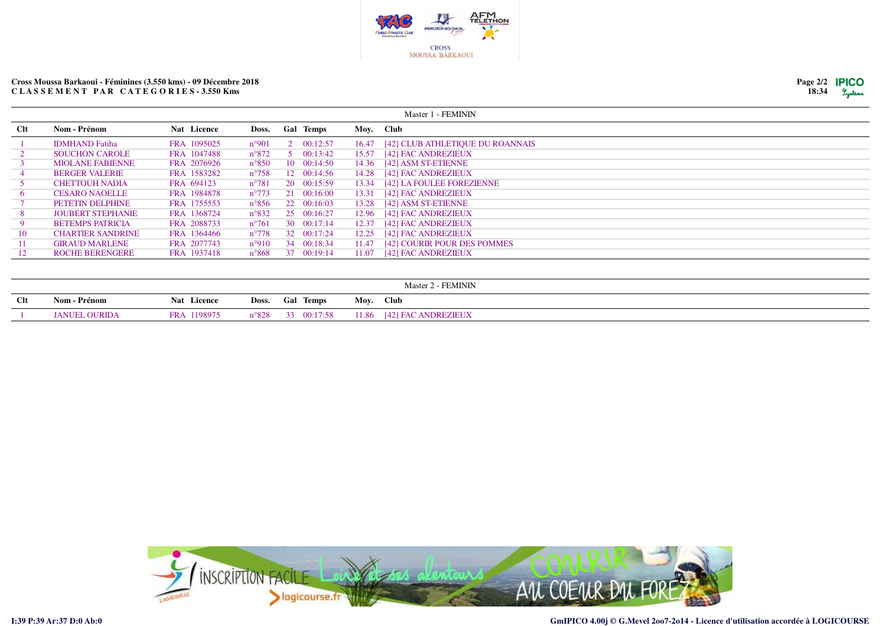CROSS
MOUSSA BARKAOUI

**Cross Moussa Barkaoui - Féminines (3.550 kms) - 09 Décembre 2018**
**C L A S S E M E N T   P A R   C A T E G O R I E S - 3.550 Kms**

18:34

Master 1 - FEMININ

| Clt | Nom - Prénom | Nat | Licence | Doss. | Gal | Temps | Moy. | Club |
|---|---|---|---|---|---|---|---|---|
| 1 | IDMHAND Fatiha | FRA | 1095025 | n°901 | 2 | 00:12:57 | 16.47 | [42] CLUB ATHLETIQUE DU ROANNAIS |
| 2 | SOUCHON CAROLE | FRA | 1047488 | n°872 | 5 | 00:13:42 | 15.57 | [42] FAC ANDREZIEUX |
| 3 | MIOLANE FABIENNE | FRA | 2076926 | n°850 | 10 | 00:14:50 | 14.36 | [42] ASM ST-ETIENNE |
| 4 | BERGER VALERIE | FRA | 1583282 | n°758 | 12 | 00:14:56 | 14.28 | [42] FAC ANDREZIEUX |
| 5 | CHETTOUH NADIA | FRA | 694123 | n°781 | 20 | 00:15:59 | 13.34 | [42] LA FOULEE FOREZIENNE |
| 6 | CESARO NAOELLE | FRA | 1984878 | n°773 | 21 | 00:16:00 | 13.31 | [42] FAC ANDREZIEUX |
| 7 | PETETIN DELPHINE | FRA | 1755553 | n°856 | 22 | 00:16:03 | 13.28 | [42] ASM ST-ETIENNE |
| 8 | JOUBERT STEPHANIE | FRA | 1368724 | n°832 | 25 | 00:16:27 | 12.96 | [42] FAC ANDREZIEUX |
| 9 | BETEMPS PATRICIA | FRA | 2088733 | n°761 | 30 | 00:17:14 | 12.37 | [42] FAC ANDREZIEUX |
| 10 | CHARTIER SANDRINE | FRA | 1364466 | n°778 | 32 | 00:17:24 | 12.25 | [42] FAC ANDREZIEUX |
| 11 | GIRAUD MARLENE | FRA | 2077743 | n°910 | 34 | 00:18:34 | 11.47 | [42] COURIR POUR DES POMMES |
| 12 | ROCHE BERENGERE | FRA | 1937418 | n°868 | 37 | 00:19:14 | 11.07 | [42] FAC ANDREZIEUX |

Master 2 - FEMININ

| Clt | Nom - Prénom | Nat | Licence | Doss. | Gal | Temps | Moy. | Club |
|---|---|---|---|---|---|---|---|---|
| 1 | JANUEL OURIDA | FRA | 1198975 | n°828 | 33 | 00:17:58 | 11.86 | [42] FAC ANDREZIEUX |

I:39 P:39 Ar:37 D:0 Ab:0

GmIPICO 4.00j © G.Mevel 2oo7-2o14 - Licence d'utilisation accordée à LOGICOURSE